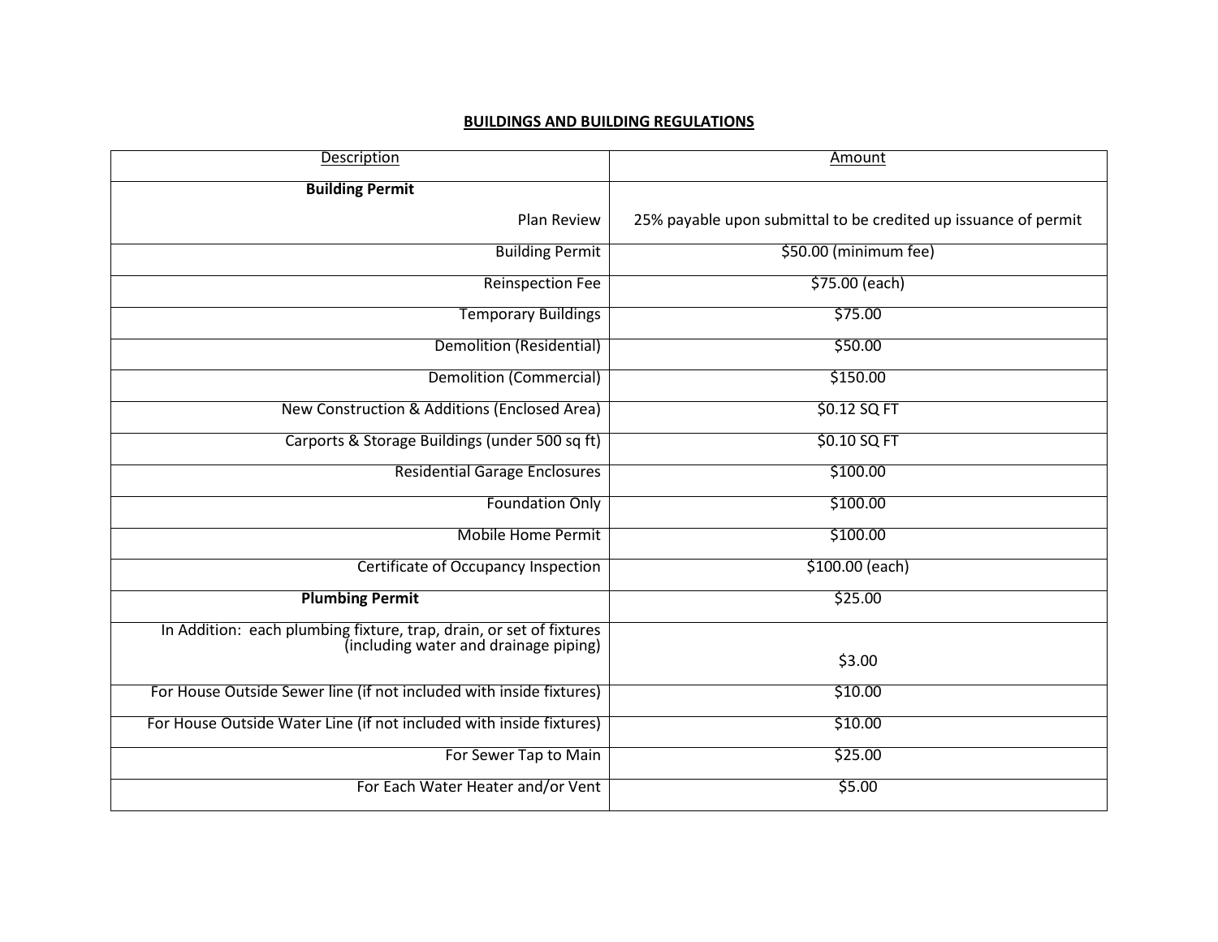## BUILDINGS AND BUILDING REGULATIONS

| Description | Amount |
|---|---|
| **Building Permit** | |
| Plan Review | 25% payable upon submittal to be credited up issuance of permit |
| Building Permit | $50.00 (minimum fee) |
| Reinspection Fee | $75.00 (each) |
| Temporary Buildings | $75.00 |
| Demolition (Residential) | $50.00 |
| Demolition (Commercial) | $150.00 |
| New Construction & Additions (Enclosed Area) | $0.12 SQ FT |
| Carports & Storage Buildings (under 500 sq ft) | $0.10 SQ FT |
| Residential Garage Enclosures | $100.00 |
| Foundation Only | $100.00 |
| Mobile Home Permit | $100.00 |
| Certificate of Occupancy Inspection | $100.00 (each) |
| **Plumbing Permit** | $25.00 |
| In Addition: each plumbing fixture, trap, drain, or set of fixtures (including water and drainage piping) | $3.00 |
| For House Outside Sewer line (if not included with inside fixtures) | $10.00 |
| For House Outside Water Line (if not included with inside fixtures) | $10.00 |
| For Sewer Tap to Main | $25.00 |
| For Each Water Heater and/or Vent | $5.00 |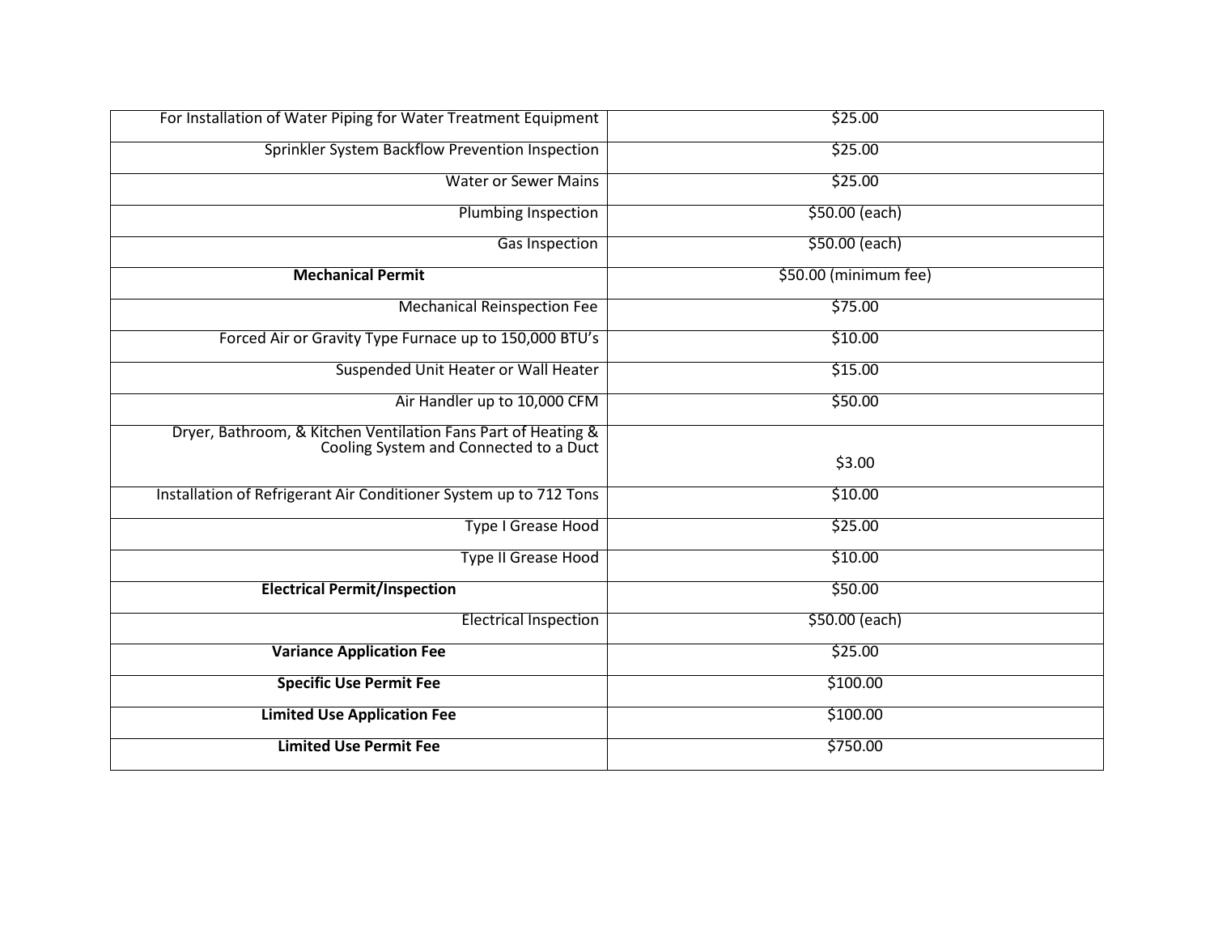| | |
|---|---|
| For Installation of Water Piping for Water Treatment Equipment | $25.00 |
| Sprinkler System Backflow Prevention Inspection | $25.00 |
| Water or Sewer Mains | $25.00 |
| Plumbing Inspection | $50.00 (each) |
| Gas Inspection | $50.00 (each) |
| **Mechanical Permit** | $50.00 (minimum fee) |
| Mechanical Reinspection Fee | $75.00 |
| Forced Air or Gravity Type Furnace up to 150,000 BTU's | $10.00 |
| Suspended Unit Heater or Wall Heater | $15.00 |
| Air Handler up to 10,000 CFM | $50.00 |
| Dryer, Bathroom, & Kitchen Ventilation Fans Part of Heating & Cooling System and Connected to a Duct | $3.00 |
| Installation of Refrigerant Air Conditioner System up to 712 Tons | $10.00 |
| Type I Grease Hood | $25.00 |
| Type II Grease Hood | $10.00 |
| **Electrical Permit/Inspection** | $50.00 |
| Electrical Inspection | $50.00 (each) |
| **Variance Application Fee** | $25.00 |
| **Specific Use Permit Fee** | $100.00 |
| **Limited Use Application Fee** | $100.00 |
| **Limited Use Permit Fee** | $750.00 |